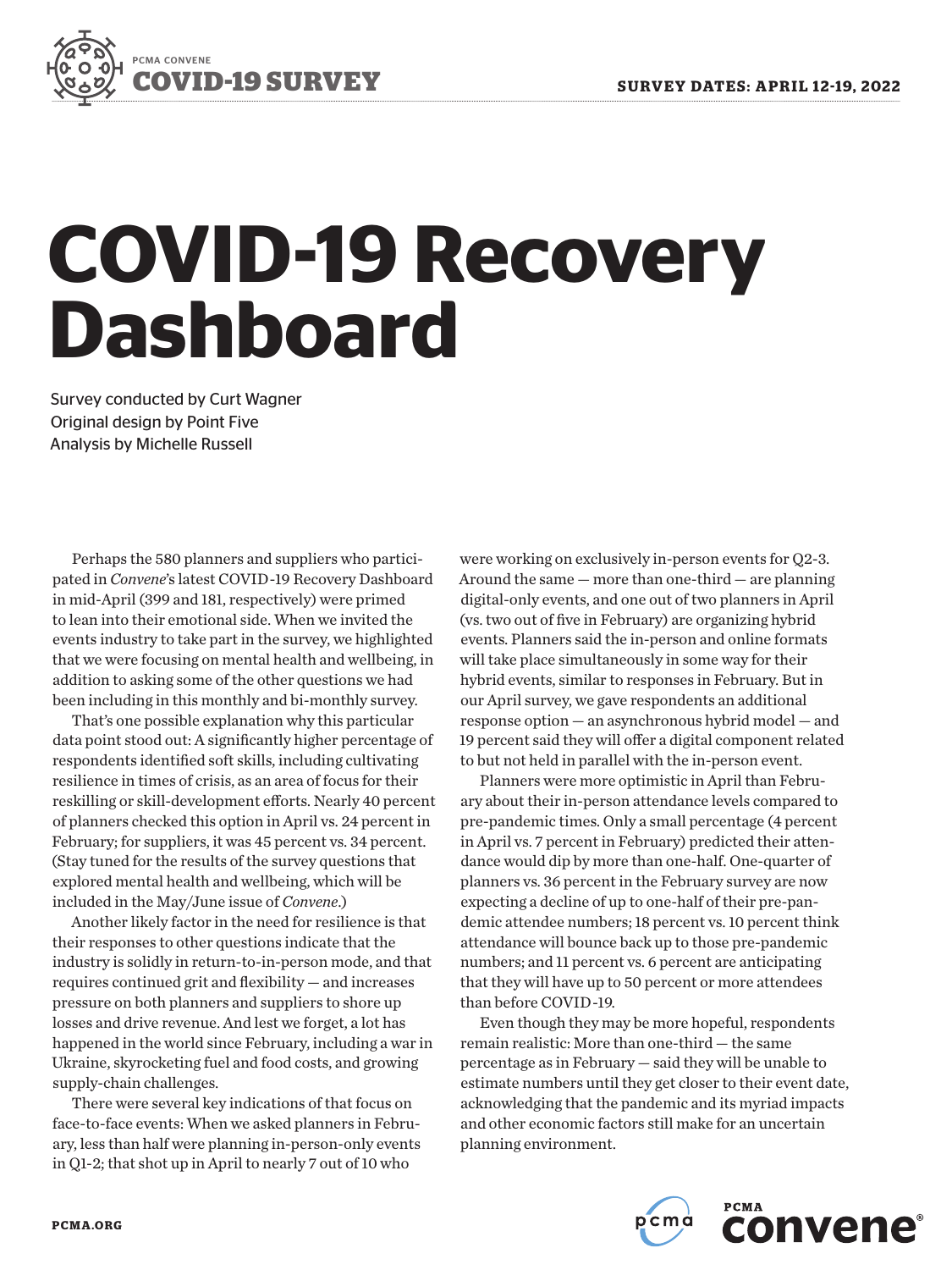PCMA CONVENE
**COVID-19 SURVEY**

**SURVEY DATES: APRIL 12-19, 2022**

# COVID-19 Recovery Dashboard

Survey conducted by Curt Wagner
Original design by Point Five
Analysis by Michelle Russell

Perhaps the 580 planners and suppliers who participated in *Convene*'s latest COVID-19 Recovery Dashboard in mid-April (399 and 181, respectively) were primed to lean into their emotional side. When we invited the events industry to take part in the survey, we highlighted that we were focusing on mental health and wellbeing, in addition to asking some of the other questions we had been including in this monthly and bi-monthly survey.

That's one possible explanation why this particular data point stood out: A significantly higher percentage of respondents identified soft skills, including cultivating resilience in times of crisis, as an area of focus for their reskilling or skill-development efforts. Nearly 40 percent of planners checked this option in April vs. 24 percent in February; for suppliers, it was 45 percent vs. 34 percent. (Stay tuned for the results of the survey questions that explored mental health and wellbeing, which will be included in the May/June issue of *Convene*.)

Another likely factor in the need for resilience is that their responses to other questions indicate that the industry is solidly in return-to-in-person mode, and that requires continued grit and flexibility — and increases pressure on both planners and suppliers to shore up losses and drive revenue. And lest we forget, a lot has happened in the world since February, including a war in Ukraine, skyrocketing fuel and food costs, and growing supply-chain challenges.

There were several key indications of that focus on face-to-face events: When we asked planners in February, less than half were planning in-person-only events in Q1-2; that shot up in April to nearly 7 out of 10 who were working on exclusively in-person events for Q2-3. Around the same — more than one-third — are planning digital-only events, and one out of two planners in April (vs. two out of five in February) are organizing hybrid events. Planners said the in-person and online formats will take place simultaneously in some way for their hybrid events, similar to responses in February. But in our April survey, we gave respondents an additional response option — an asynchronous hybrid model — and 19 percent said they will offer a digital component related to but not held in parallel with the in-person event.

Planners were more optimistic in April than February about their in-person attendance levels compared to pre-pandemic times. Only a small percentage (4 percent in April vs. 7 percent in February) predicted their attendance would dip by more than one-half. One-quarter of planners vs. 36 percent in the February survey are now expecting a decline of up to one-half of their pre-pandemic attendee numbers; 18 percent vs. 10 percent think attendance will bounce back up to those pre-pandemic numbers; and 11 percent vs. 6 percent are anticipating that they will have up to 50 percent or more attendees than before COVID-19.

Even though they may be more hopeful, respondents remain realistic: More than one-third — the same percentage as in February — said they will be unable to estimate numbers until they get closer to their event date, acknowledging that the pandemic and its myriad impacts and other economic factors still make for an uncertain planning environment.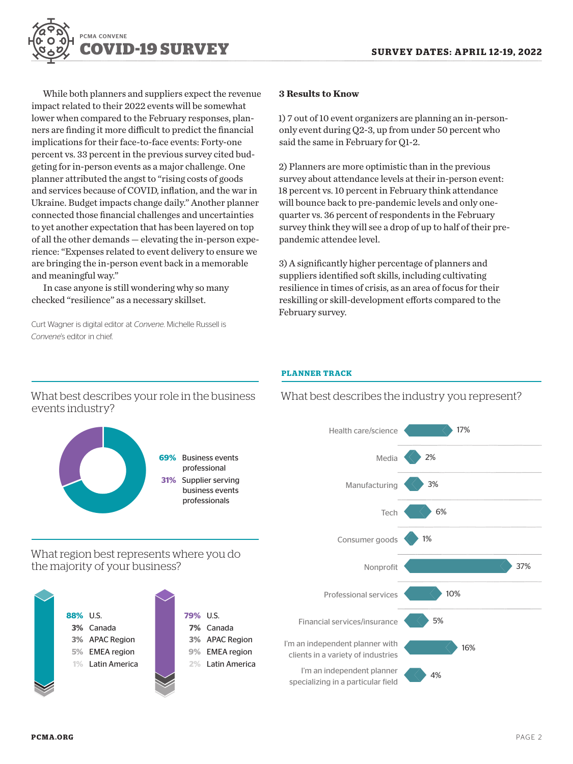While both planners and suppliers expect the revenue impact related to their 2022 events will be somewhat lower when compared to the February responses, planners are finding it more difficult to predict the financial implications for their face-to-face events: Forty-one percent vs. 33 percent in the previous survey cited budgeting for in-person events as a major challenge. One planner attributed the angst to "rising costs of goods and services because of COVID, inflation, and the war in Ukraine. Budget impacts change daily." Another planner connected those financial challenges and uncertainties to yet another expectation that has been layered on top of all the other demands — elevating the in-person experience: "Expenses related to event delivery to ensure we are bringing the in-person event back in a memorable and meaningful way."

In case anyone is still wondering why so many checked "resilience" as a necessary skillset.

Curt Wagner is digital editor at *Convene*. Michelle Russell is *Convene*'s editor in chief.

**3 Results to Know**

1) 7 out of 10 event organizers are planning an in-person-only event during Q2-3, up from under 50 percent who said the same in February for Q1-2.

2) Planners are more optimistic than in the previous survey about attendance levels at their in-person event: 18 percent vs. 10 percent in February think attendance will bounce back to pre-pandemic levels and only one-quarter vs. 36 percent of respondents in the February survey think they will see a drop of up to half of their pre-pandemic attendee level.

3) A significantly higher percentage of planners and suppliers identified soft skills, including cultivating resilience in times of crisis, as an area of focus for their reskilling or skill-development efforts compared to the February survey.

## What best describes your role in the business events industry?

| Role | Percentage |
| --- | --- |
| Business events professional | 69% |
| Supplier serving business events professionals | 31% |

## What region best represents where you do the majority of your business?

| Region | Business events professionals | Suppliers |
| --- | --- | --- |
| U.S. | 88% | 79% |
| Canada | 3% | 7% |
| APAC Region | 3% | 3% |
| EMEA region | 5% | 9% |
| Latin America | 1% | 2% |

**PLANNER TRACK**

## What best describes the industry you represent?

| Industry | Percentage |
| --- | --- |
| Health care/science | 17% |
| Media | 2% |
| Manufacturing | 3% |
| Tech | 6% |
| Consumer goods | 1% |
| Nonprofit | 37% |
| Professional services | 10% |
| Financial services/insurance | 5% |
| I'm an independent planner with clients in a variety of industries | 16% |
| I'm an independent planner specializing in a particular field | 4% |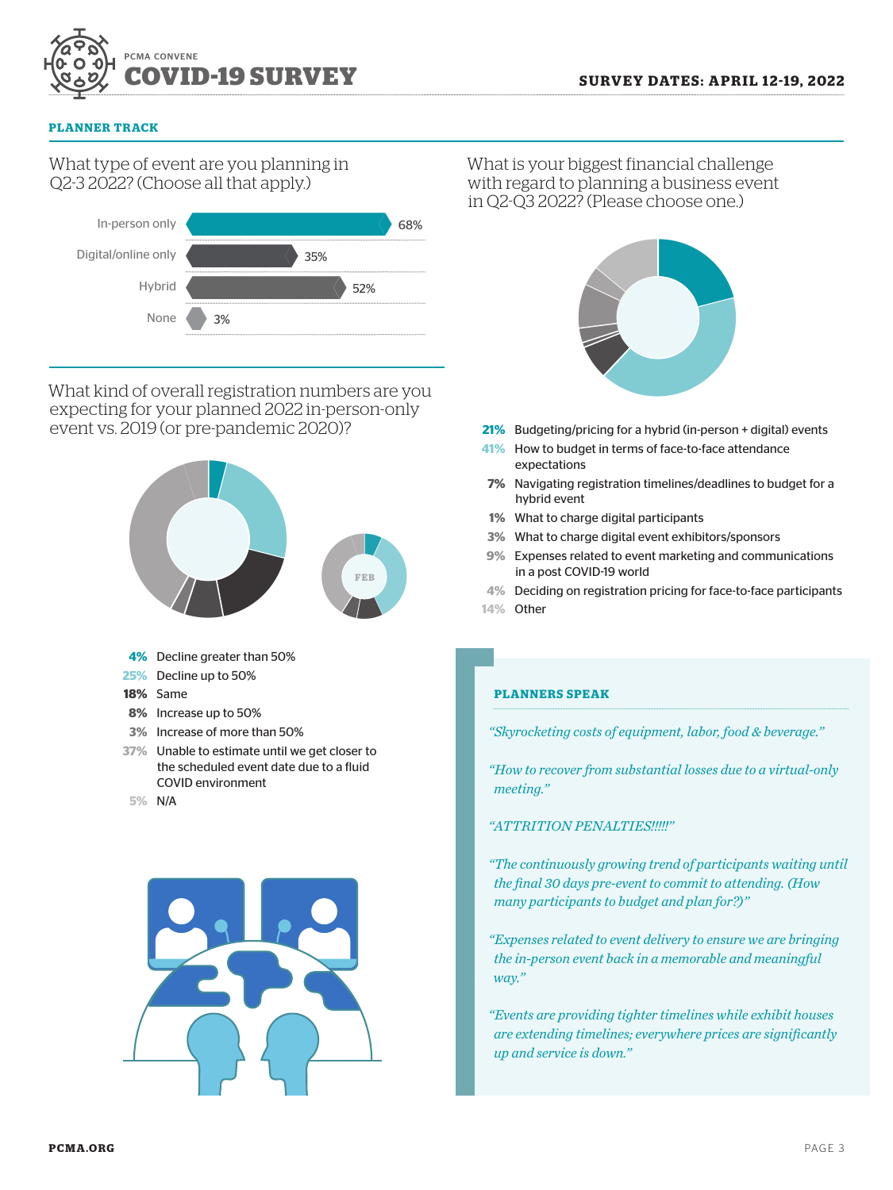**PLANNER TRACK**

## What type of event are you planning in Q2-3 2022? (Choose all that apply.)

| Event type | % |
|---|---|
| In-person only | 68% |
| Digital/online only | 35% |
| Hybrid | 52% |
| None | 3% |

## What kind of overall registration numbers are you expecting for your planned 2022 in-person-only event vs. 2019 (or pre-pandemic 2020)?

FEB

- **4%** Decline greater than 50%
- **25%** Decline up to 50%
- **18%** Same
- **8%** Increase up to 50%
- **3%** Increase of more than 50%
- **37%** Unable to estimate until we get closer to the scheduled event date due to a fluid COVID environment
- **5%** N/A

## What is your biggest financial challenge with regard to planning a business event in Q2-Q3 2022? (Please choose one.)

- **21%** Budgeting/pricing for a hybrid (in-person + digital) events
- **41%** How to budget in terms of face-to-face attendance expectations
- **7%** Navigating registration timelines/deadlines to budget for a hybrid event
- **1%** What to charge digital participants
- **3%** What to charge digital event exhibitors/sponsors
- **9%** Expenses related to event marketing and communications in a post COVID-19 world
- **4%** Deciding on registration pricing for face-to-face participants
- **14%** Other

### PLANNERS SPEAK

*"Skyrocketing costs of equipment, labor, food & beverage."*

*"How to recover from substantial losses due to a virtual-only meeting."*

*"ATTRITION PENALTIES!!!!!"*

*"The continuously growing trend of participants waiting until the final 30 days pre-event to commit to attending. (How many participants to budget and plan for?)"*

*"Expenses related to event delivery to ensure we are bringing the in-person event back in a memorable and meaningful way."*

*"Events are providing tighter timelines while exhibit houses are extending timelines; everywhere prices are significantly up and service is down."*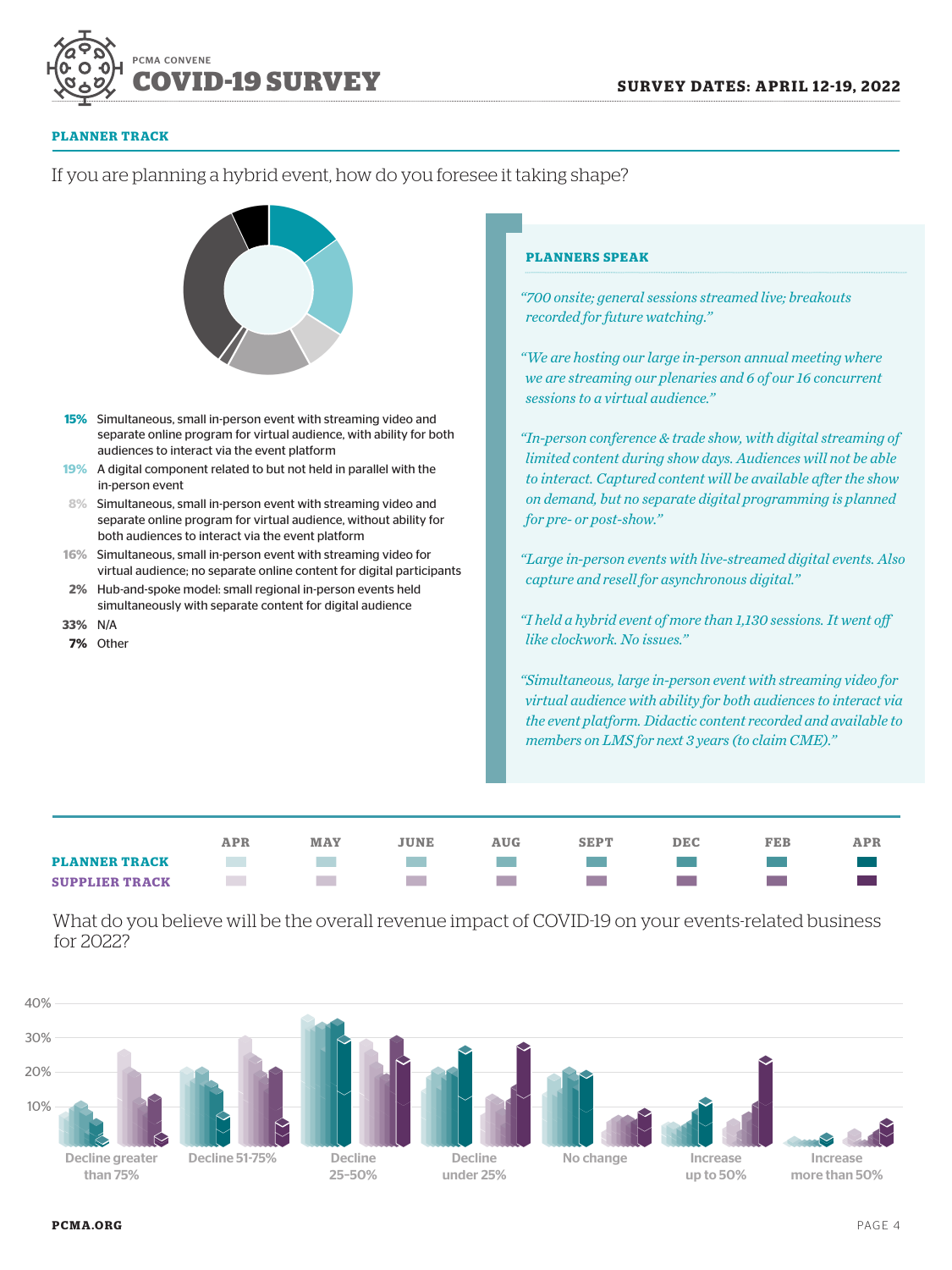PCMA CONVENE

# COVID-19 SURVEY

**SURVEY DATES: APRIL 12-19, 2022**

**PLANNER TRACK**

If you are planning a hybrid event, how do you foresee it taking shape?

- **15%** Simultaneous, small in-person event with streaming video and separate online program for virtual audience, with ability for both audiences to interact via the event platform
- **19%** A digital component related to but not held in parallel with the in-person event
- **8%** Simultaneous, small in-person event with streaming video and separate online program for virtual audience, without ability for both audiences to interact via the event platform
- **16%** Simultaneous, small in-person event with streaming video for virtual audience; no separate online content for digital participants
- **2%** Hub-and-spoke model: small regional in-person events held simultaneously with separate content for digital audience
- **33%** N/A
- **7%** Other

## PLANNERS SPEAK

*"700 onsite; general sessions streamed live; breakouts recorded for future watching."*

*"We are hosting our large in-person annual meeting where we are streaming our plenaries and 6 of our 16 concurrent sessions to a virtual audience."*

*"In-person conference & trade show, with digital streaming of limited content during show days. Audiences will not be able to interact. Captured content will be available after the show on demand, but no separate digital programming is planned for pre- or post-show."*

*"Large in-person events with live-streamed digital events. Also capture and resell for asynchronous digital."*

*"I held a hybrid event of more than 1,130 sessions. It went off like clockwork. No issues."*

*"Simultaneous, large in-person event with streaming video for virtual audience with ability for both audiences to interact via the event platform. Didactic content recorded and available to members on LMS for next 3 years (to claim CME)."*

| | APR | MAY | JUNE | AUG | SEPT | DEC | FEB | APR |
|---|---|---|---|---|---|---|---|---|
| **PLANNER TRACK** | | | | | | | | |
| **SUPPLIER TRACK** | | | | | | | | |

What do you believe will be the overall revenue impact of COVID-19 on your events-related business for 2022?

Chart categories: Decline greater than 75%; Decline 51-75%; Decline 25–50%; Decline under 25%; No change; Increase up to 50%; Increase more than 50% (y-axis: 10%, 20%, 30%, 40%)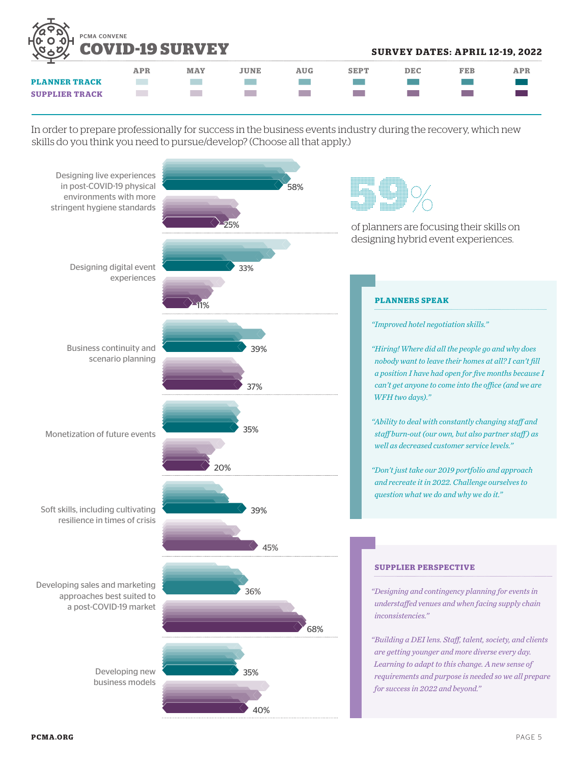PCMA CONVENE

# COVID-19 SURVEY

**SURVEY DATES: APRIL 12-19, 2022**

APR MAY JUNE AUG SEPT DEC FEB APR

**PLANNER TRACK**

**SUPPLIER TRACK**

In order to prepare professionally for success in the business events industry during the recovery, which new skills do you think you need to pursue/develop? (Choose all that apply.)

Designing live experiences in post-COVID-19 physical environments with more stringent hygiene standards
58%
25%

Designing digital event experiences
33%
11%

Business continuity and scenario planning
39%
37%

Monetization of future events
35%
20%

Soft skills, including cultivating resilience in times of crisis
39%
45%

Developing sales and marketing approaches best suited to a post-COVID-19 market
36%
68%

Developing new business models
35%
40%

59%

of planners are focusing their skills on designing hybrid event experiences.

### PLANNERS SPEAK

*"Improved hotel negotiation skills."*

*"Hiring! Where did all the people go and why does nobody want to leave their homes at all? I can't fill a position I have had open for five months because I can't get anyone to come into the office (and we are WFH two days)."*

*"Ability to deal with constantly changing staff and staff burn-out (our own, but also partner staff) as well as decreased customer service levels."*

*"Don't just take our 2019 portfolio and approach and recreate it in 2022. Challenge ourselves to question what we do and why we do it."*

### SUPPLIER PERSPECTIVE

*"Designing and contingency planning for events in understaffed venues and when facing supply chain inconsistencies."*

*"Building a DEI lens. Staff, talent, society, and clients are getting younger and more diverse every day. Learning to adapt to this change. A new sense of requirements and purpose is needed so we all prepare for success in 2022 and beyond."*

PCMA.ORG